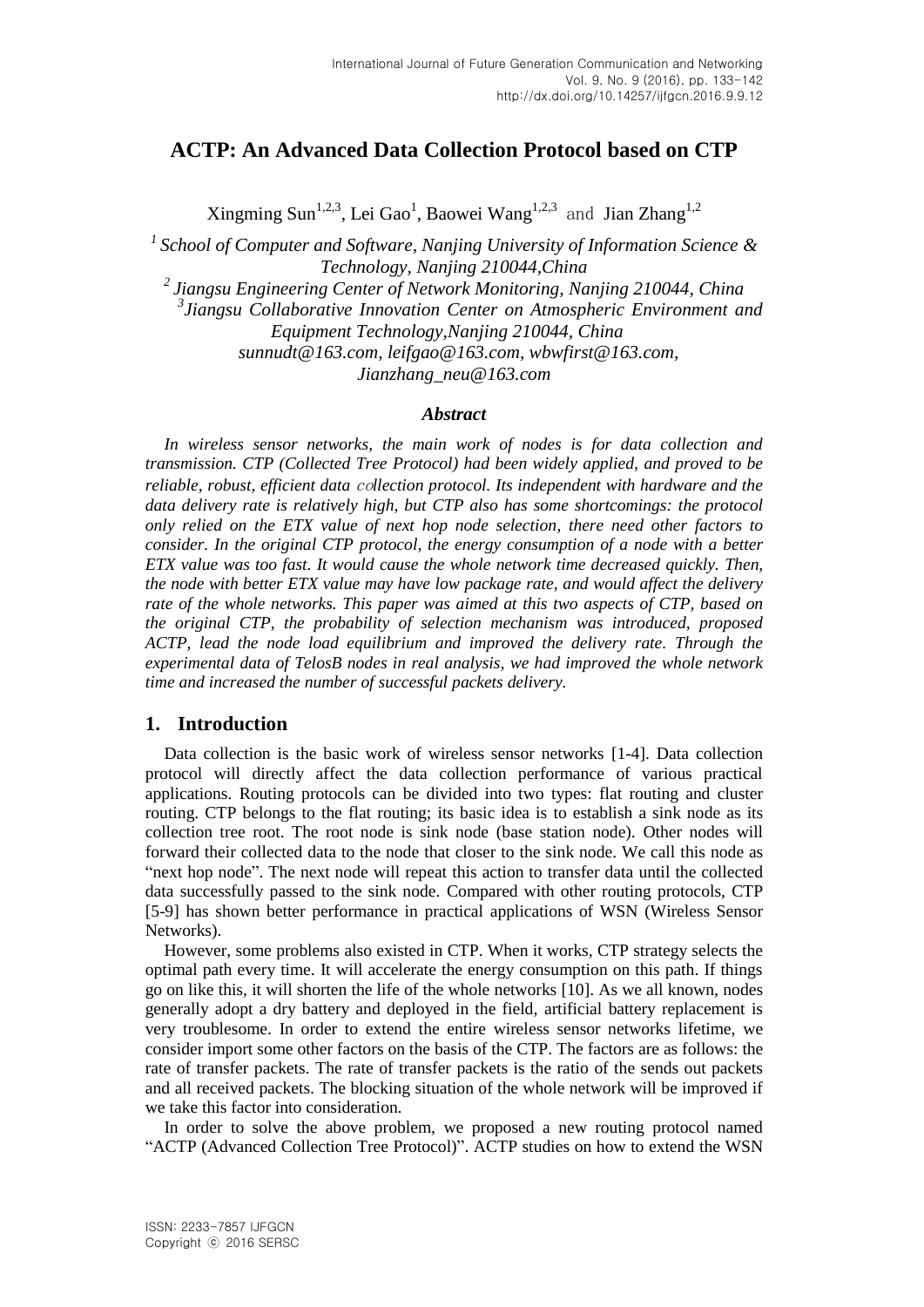# ACTP: An Advanced Data Collection Protocol based on CTP

Xingming Sun[1,2,3], Lei Gao[1], Baowei Wang[1,2,3] and Jian Zhang[1,2]

[1] *School of Computer and Software, Nanjing University of Information Science & Technology, Nanjing 210044,China*

[2] *Jiangsu Engineering Center of Network Monitoring, Nanjing 210044, China*

[3] *Jiangsu Collaborative Innovation Center on Atmospheric Environment and Equipment Technology,Nanjing 210044, China*

*sunnudt@163.com, leifgao@163.com, wbwfirst@163.com, Jianzhang_neu@163.com*

### *Abstract*

*In wireless sensor networks, the main work of nodes is for data collection and transmission. CTP (Collected Tree Protocol) had been widely applied, and proved to be reliable, robust, efficient data collection protocol. Its independent with hardware and the data delivery rate is relatively high, but CTP also has some shortcomings: the protocol only relied on the ETX value of next hop node selection, there need other factors to consider. In the original CTP protocol, the energy consumption of a node with a better ETX value was too fast. It would cause the whole network time decreased quickly. Then, the node with better ETX value may have low package rate, and would affect the delivery rate of the whole networks. This paper was aimed at this two aspects of CTP, based on the original CTP, the probability of selection mechanism was introduced, proposed ACTP, lead the node load equilibrium and improved the delivery rate. Through the experimental data of TelosB nodes in real analysis, we had improved the whole network time and increased the number of successful packets delivery.*

## 1. Introduction

Data collection is the basic work of wireless sensor networks [1-4]. Data collection protocol will directly affect the data collection performance of various practical applications. Routing protocols can be divided into two types: flat routing and cluster routing. CTP belongs to the flat routing; its basic idea is to establish a sink node as its collection tree root. The root node is sink node (base station node). Other nodes will forward their collected data to the node that closer to the sink node. We call this node as "next hop node". The next node will repeat this action to transfer data until the collected data successfully passed to the sink node. Compared with other routing protocols, CTP [5-9] has shown better performance in practical applications of WSN (Wireless Sensor Networks).

However, some problems also existed in CTP. When it works, CTP strategy selects the optimal path every time. It will accelerate the energy consumption on this path. If things go on like this, it will shorten the life of the whole networks [10]. As we all known, nodes generally adopt a dry battery and deployed in the field, artificial battery replacement is very troublesome. In order to extend the entire wireless sensor networks lifetime, we consider import some other factors on the basis of the CTP. The factors are as follows: the rate of transfer packets. The rate of transfer packets is the ratio of the sends out packets and all received packets. The blocking situation of the whole network will be improved if we take this factor into consideration.

In order to solve the above problem, we proposed a new routing protocol named "ACTP (Advanced Collection Tree Protocol)". ACTP studies on how to extend the WSN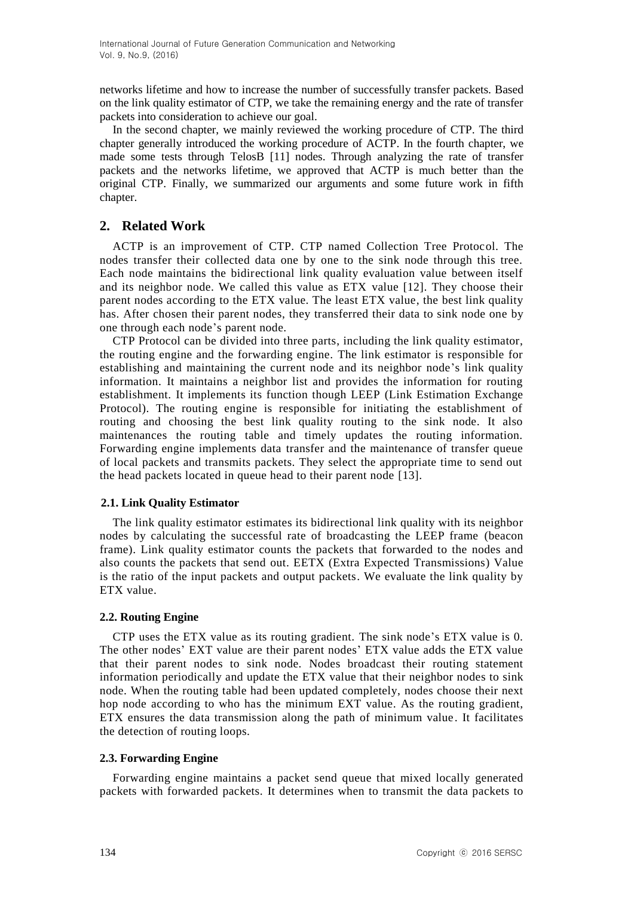networks lifetime and how to increase the number of successfully transfer packets. Based on the link quality estimator of CTP, we take the remaining energy and the rate of transfer packets into consideration to achieve our goal.

In the second chapter, we mainly reviewed the working procedure of CTP. The third chapter generally introduced the working procedure of ACTP. In the fourth chapter, we made some tests through TelosB [11] nodes. Through analyzing the rate of transfer packets and the networks lifetime, we approved that ACTP is much better than the original CTP. Finally, we summarized our arguments and some future work in fifth chapter.

## 2. Related Work

ACTP is an improvement of CTP. CTP named Collection Tree Protocol. The nodes transfer their collected data one by one to the sink node through this tree. Each node maintains the bidirectional link quality evaluation value between itself and its neighbor node. We called this value as ETX value [12]. They choose their parent nodes according to the ETX value. The least ETX value, the best link quality has. After chosen their parent nodes, they transferred their data to sink node one by one through each node's parent node.

CTP Protocol can be divided into three parts, including the link quality estimator, the routing engine and the forwarding engine. The link estimator is responsible for establishing and maintaining the current node and its neighbor node's link quality information. It maintains a neighbor list and provides the information for routing establishment. It implements its function though LEEP (Link Estimation Exchange Protocol). The routing engine is responsible for initiating the establishment of routing and choosing the best link quality routing to the sink node. It also maintenances the routing table and timely updates the routing information. Forwarding engine implements data transfer and the maintenance of transfer queue of local packets and transmits packets. They select the appropriate time to send out the head packets located in queue head to their parent node [13].

### 2.1. Link Quality Estimator

The link quality estimator estimates its bidirectional link quality with its neighbor nodes by calculating the successful rate of broadcasting the LEEP frame (beacon frame). Link quality estimator counts the packets that forwarded to the nodes and also counts the packets that send out. EETX (Extra Expected Transmissions) Value is the ratio of the input packets and output packets. We evaluate the link quality by ETX value.

### 2.2. Routing Engine

CTP uses the ETX value as its routing gradient. The sink node's ETX value is 0. The other nodes' EXT value are their parent nodes' ETX value adds the ETX value that their parent nodes to sink node. Nodes broadcast their routing statement information periodically and update the ETX value that their neighbor nodes to sink node. When the routing table had been updated completely, nodes choose their next hop node according to who has the minimum EXT value. As the routing gradient, ETX ensures the data transmission along the path of minimum value. It facilitates the detection of routing loops.

### 2.3. Forwarding Engine

Forwarding engine maintains a packet send queue that mixed locally generated packets with forwarded packets. It determines when to transmit the data packets to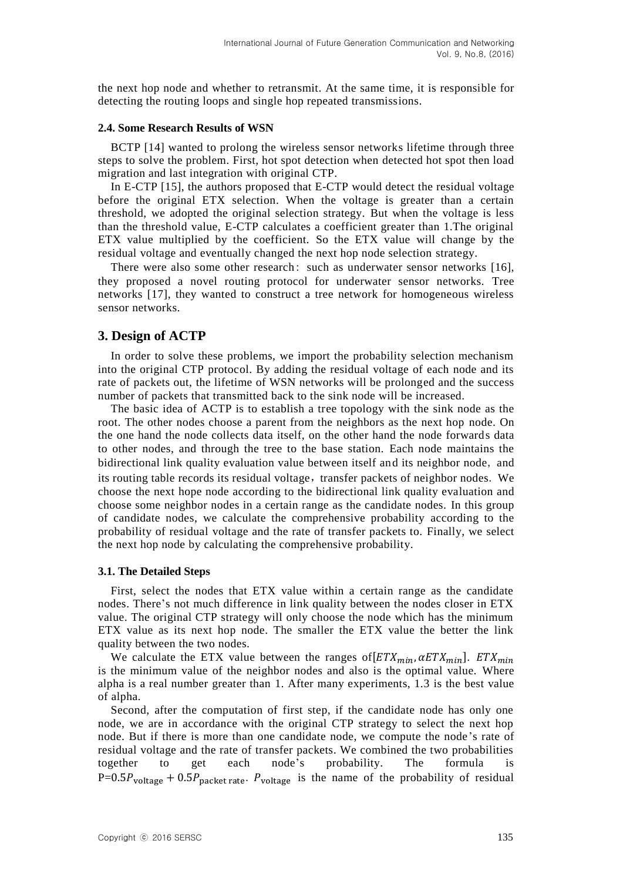the next hop node and whether to retransmit. At the same time, it is responsible for detecting the routing loops and single hop repeated transmissions.

### 2.4. Some Research Results of WSN

BCTP [14] wanted to prolong the wireless sensor networks lifetime through three steps to solve the problem. First, hot spot detection when detected hot spot then load migration and last integration with original CTP.

In E-CTP [15], the authors proposed that E-CTP would detect the residual voltage before the original ETX selection. When the voltage is greater than a certain threshold, we adopted the original selection strategy. But when the voltage is less than the threshold value, E-CTP calculates a coefficient greater than 1.The original ETX value multiplied by the coefficient. So the ETX value will change by the residual voltage and eventually changed the next hop node selection strategy.

There were also some other research: such as underwater sensor networks [16], they proposed a novel routing protocol for underwater sensor networks. Tree networks [17], they wanted to construct a tree network for homogeneous wireless sensor networks.

## 3. Design of ACTP

In order to solve these problems, we import the probability selection mechanism into the original CTP protocol. By adding the residual voltage of each node and its rate of packets out, the lifetime of WSN networks will be prolonged and the success number of packets that transmitted back to the sink node will be increased.

The basic idea of ACTP is to establish a tree topology with the sink node as the root. The other nodes choose a parent from the neighbors as the next hop node. On the one hand the node collects data itself, on the other hand the node forwards data to other nodes, and through the tree to the base station. Each node maintains the bidirectional link quality evaluation value between itself and its neighbor node, and its routing table records its residual voltage, transfer packets of neighbor nodes. We choose the next hope node according to the bidirectional link quality evaluation and choose some neighbor nodes in a certain range as the candidate nodes. In this group of candidate nodes, we calculate the comprehensive probability according to the probability of residual voltage and the rate of transfer packets to. Finally, we select the next hop node by calculating the comprehensive probability.

### 3.1. The Detailed Steps

First, select the nodes that ETX value within a certain range as the candidate nodes. There's not much difference in link quality between the nodes closer in ETX value. The original CTP strategy will only choose the node which has the minimum ETX value as its next hop node. The smaller the ETX value the better the link quality between the two nodes.

We calculate the ETX value between the ranges of$[ETX_{min}, \alpha ETX_{min}]$. $ETX_{min}$ is the minimum value of the neighbor nodes and also is the optimal value. Where alpha is a real number greater than 1. After many experiments, 1.3 is the best value of alpha.

Second, after the computation of first step, if the candidate node has only one node, we are in accordance with the original CTP strategy to select the next hop node. But if there is more than one candidate node, we compute the node's rate of residual voltage and the rate of transfer packets. We combined the two probabilities together to get each node's probability. The formula is $P=0.5P_{\text{voltage}} + 0.5P_{\text{packet rate}}$. $P_{\text{voltage}}$ is the name of the probability of residual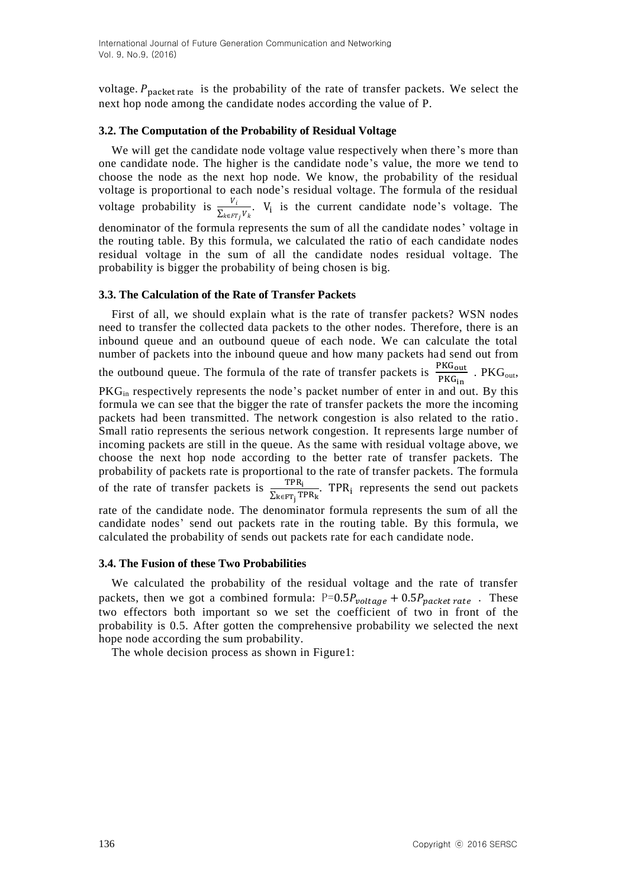voltage. $P_{\text{packet rate}}$ is the probability of the rate of transfer packets. We select the next hop node among the candidate nodes according the value of P.

### 3.2. The Computation of the Probability of Residual Voltage

We will get the candidate node voltage value respectively when there's more than one candidate node. The higher is the candidate node's value, the more we tend to choose the node as the next hop node. We know, the probability of the residual voltage is proportional to each node's residual voltage. The formula of the residual voltage probability is $\frac{V_i}{\sum_{k \in FT_j} V_k}$. $V_i$ is the current candidate node's voltage. The denominator of the formula represents the sum of all the candidate nodes' voltage in the routing table. By this formula, we calculated the ratio of each candidate nodes residual voltage in the sum of all the candidate nodes residual voltage. The probability is bigger the probability of being chosen is big.

### 3.3. The Calculation of the Rate of Transfer Packets

First of all, we should explain what is the rate of transfer packets? WSN nodes need to transfer the collected data packets to the other nodes. Therefore, there is an inbound queue and an outbound queue of each node. We can calculate the total number of packets into the inbound queue and how many packets had send out from the outbound queue. The formula of the rate of transfer packets is $\frac{\text{PKG}_{\text{out}}}{\text{PKG}_{\text{in}}}$ . $\text{PKG}_{\text{out}}$, $\text{PKG}_{\text{in}}$ respectively represents the node's packet number of enter in and out. By this formula we can see that the bigger the rate of transfer packets the more the incoming packets had been transmitted. The network congestion is also related to the ratio. Small ratio represents the serious network congestion. It represents large number of incoming packets are still in the queue. As the same with residual voltage above, we choose the next hop node according to the better rate of transfer packets. The probability of packets rate is proportional to the rate of transfer packets. The formula of the rate of transfer packets is $\frac{\text{TPR}_i}{\sum_{k \in \text{FT}_j} \text{TPR}_k}$. $\text{TPR}_i$ represents the send out packets rate of the candidate node. The denominator formula represents the sum of all the candidate nodes' send out packets rate in the routing table. By this formula, we calculated the probability of sends out packets rate for each candidate node.

### 3.4. The Fusion of these Two Probabilities

We calculated the probability of the residual voltage and the rate of transfer packets, then we got a combined formula: $P = 0.5P_{voltage} + 0.5P_{packet\ rate}$ . These two effectors both important so we set the coefficient of two in front of the probability is 0.5. After gotten the comprehensive probability we selected the next hope node according the sum probability.

The whole decision process as shown in Figure1: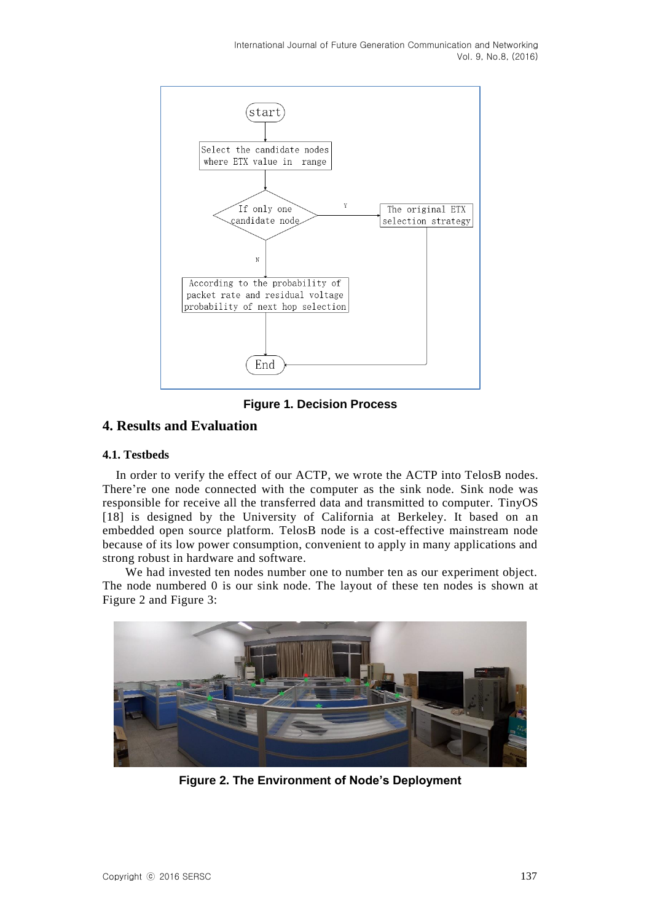Figure 1. Decision Process

## 4. Results and Evaluation

### 4.1. Testbeds

In order to verify the effect of our ACTP, we wrote the ACTP into TelosB nodes. There're one node connected with the computer as the sink node. Sink node was responsible for receive all the transferred data and transmitted to computer. TinyOS [18] is designed by the University of California at Berkeley. It based on an embedded open source platform. TelosB node is a cost-effective mainstream node because of its low power consumption, convenient to apply in many applications and strong robust in hardware and software.

We had invested ten nodes number one to number ten as our experiment object. The node numbered 0 is our sink node. The layout of these ten nodes is shown at Figure 2 and Figure 3:

Figure 2. The Environment of Node's Deployment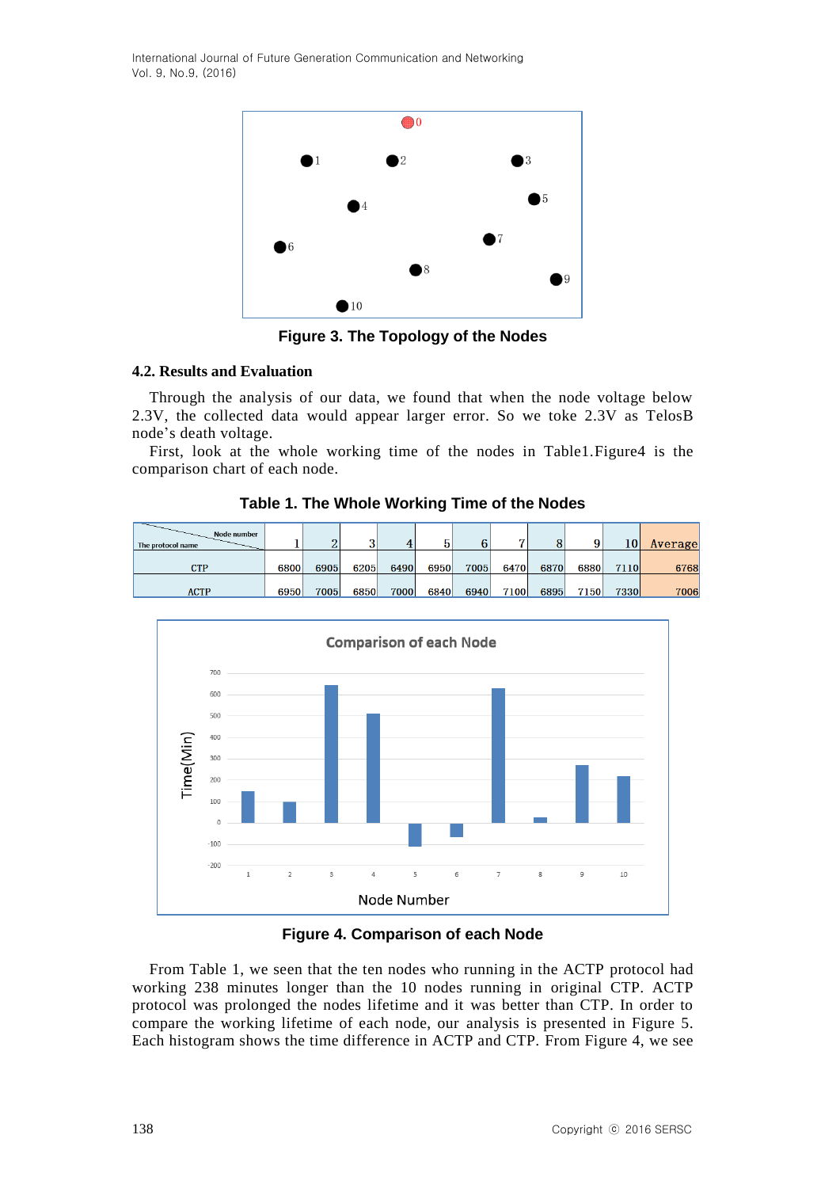Figure 3. The Topology of the Nodes

### 4.2. Results and Evaluation

Through the analysis of our data, we found that when the node voltage below 2.3V, the collected data would appear larger error. So we toke 2.3V as TelosB node's death voltage.

First, look at the whole working time of the nodes in Table1.Figure4 is the comparison chart of each node.

**Table 1. The Whole Working Time of the Nodes**

| Node number / The protocol name | 1 | 2 | 3 | 4 | 5 | 6 | 7 | 8 | 9 | 10 | Average |
|---|---|---|---|---|---|---|---|---|---|---|---|
| CTP | 6800 | 6905 | 6205 | 6490 | 6950 | 7005 | 6470 | 6870 | 6880 | 7110 | 6768 |
| ACTP | 6950 | 7005 | 6850 | 7000 | 6840 | 6940 | 7100 | 6895 | 7150 | 7330 | 7006 |

Figure 4. Comparison of each Node

From Table 1, we seen that the ten nodes who running in the ACTP protocol had working 238 minutes longer than the 10 nodes running in original CTP. ACTP protocol was prolonged the nodes lifetime and it was better than CTP. In order to compare the working lifetime of each node, our analysis is presented in Figure 5. Each histogram shows the time difference in ACTP and CTP. From Figure 4, we see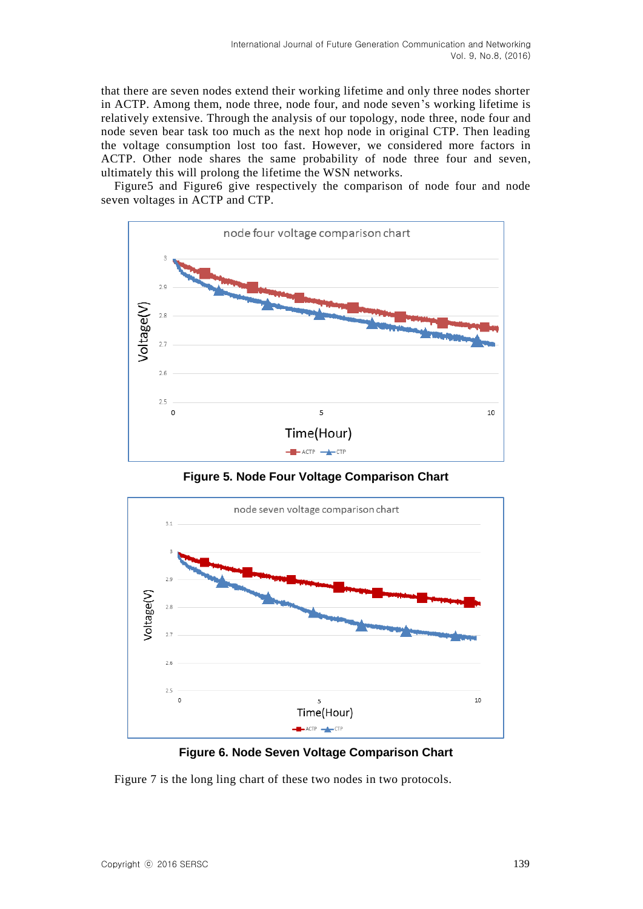that there are seven nodes extend their working lifetime and only three nodes shorter in ACTP. Among them, node three, node four, and node seven's working lifetime is relatively extensive. Through the analysis of our topology, node three, node four and node seven bear task too much as the next hop node in original CTP. Then leading the voltage consumption lost too fast. However, we considered more factors in ACTP. Other node shares the same probability of node three four and seven, ultimately this will prolong the lifetime the WSN networks.

Figure5 and Figure6 give respectively the comparison of node four and node seven voltages in ACTP and CTP.

**Figure 5. Node Four Voltage Comparison Chart**

**Figure 6. Node Seven Voltage Comparison Chart**

Figure 7 is the long ling chart of these two nodes in two protocols.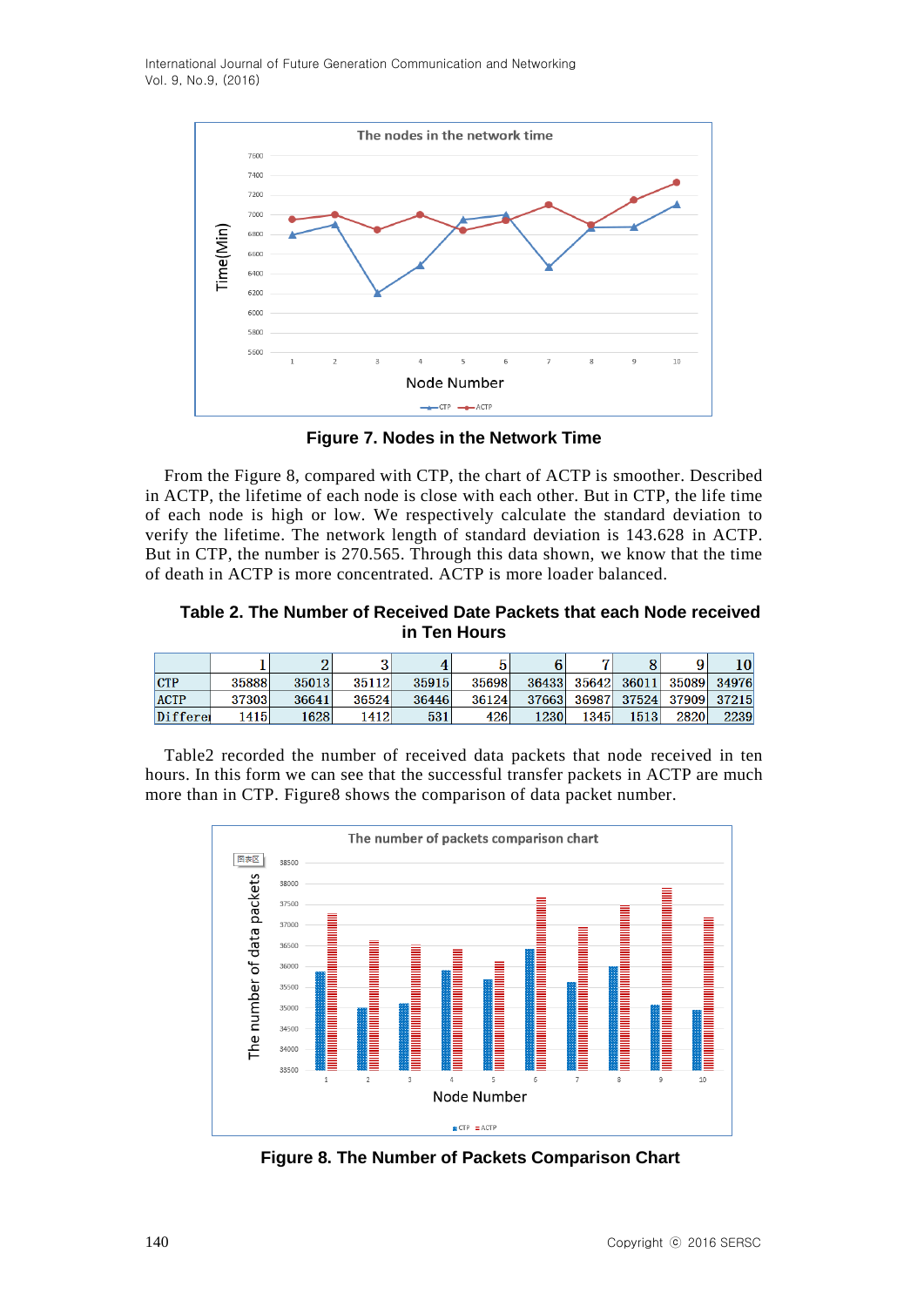**Figure 7. Nodes in the Network Time**

From the Figure 8, compared with CTP, the chart of ACTP is smoother. Described in ACTP, the lifetime of each node is close with each other. But in CTP, the life time of each node is high or low. We respectively calculate the standard deviation to verify the lifetime. The network length of standard deviation is 143.628 in ACTP. But in CTP, the number is 270.565. Through this data shown, we know that the time of death in ACTP is more concentrated. ACTP is more loader balanced.

**Table 2. The Number of Received Date Packets that each Node received in Ten Hours**

| | 1 | 2 | 3 | 4 | 5 | 6 | 7 | 8 | 9 | 10 |
|---|---|---|---|---|---|---|---|---|---|---|
| CTP | 35888 | 35013 | 35112 | 35915 | 35698 | 36433 | 35642 | 36011 | 35089 | 34976 |
| ACTP | 37303 | 36641 | 36524 | 36446 | 36124 | 37663 | 36987 | 37524 | 37909 | 37215 |
| Differei | 1415 | 1628 | 1412 | 531 | 426 | 1230 | 1345 | 1513 | 2820 | 2239 |

Table2 recorded the number of received data packets that node received in ten hours. In this form we can see that the successful transfer packets in ACTP are much more than in CTP. Figure8 shows the comparison of data packet number.

**Figure 8. The Number of Packets Comparison Chart**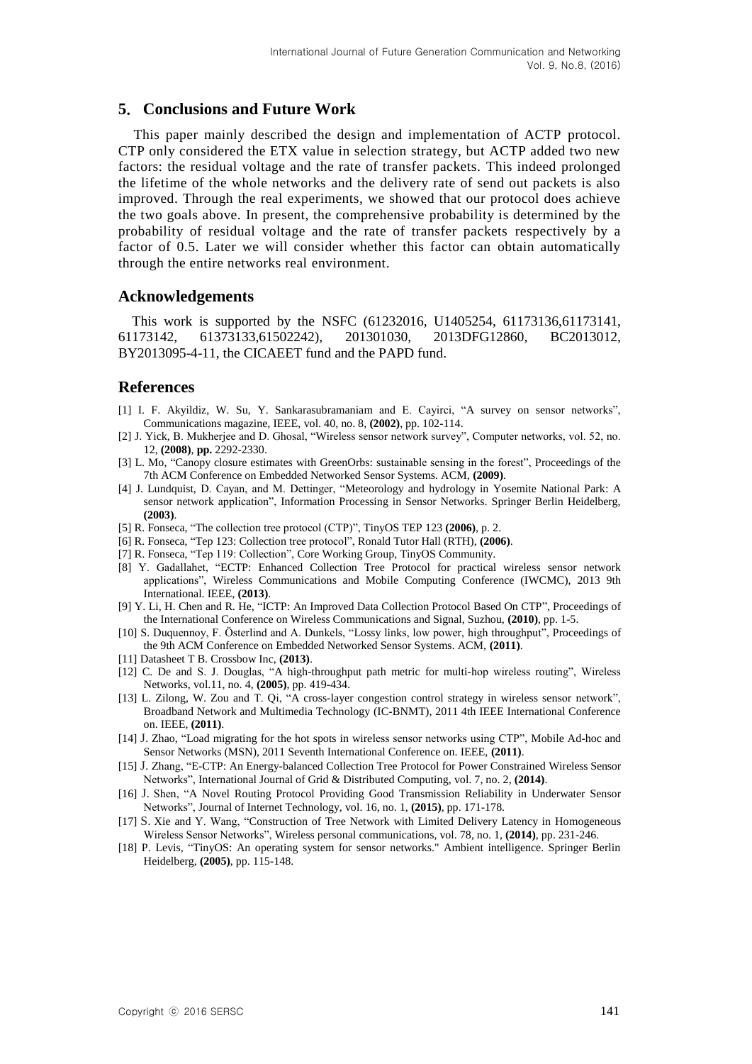## 5. Conclusions and Future Work

This paper mainly described the design and implementation of ACTP protocol. CTP only considered the ETX value in selection strategy, but ACTP added two new factors: the residual voltage and the rate of transfer packets. This indeed prolonged the lifetime of the whole networks and the delivery rate of send out packets is also improved. Through the real experiments, we showed that our protocol does achieve the two goals above. In present, the comprehensive probability is determined by the probability of residual voltage and the rate of transfer packets respectively by a factor of 0.5. Later we will consider whether this factor can obtain automatically through the entire networks real environment.

## Acknowledgements

This work is supported by the NSFC (61232016, U1405254, 61173136,61173141, 61173142, 61373133,61502242), 201301030, 2013DFG12860, BC2013012, BY2013095-4-11, the CICAEET fund and the PAPD fund.

## References

[1] I. F. Akyildiz, W. Su, Y. Sankarasubramaniam and E. Cayirci, "A survey on sensor networks", Communications magazine, IEEE, vol. 40, no. 8, **(2002)**, pp. 102-114.

[2] J. Yick, B. Mukherjee and D. Ghosal, "Wireless sensor network survey", Computer networks, vol. 52, no. 12, **(2008)**, **pp.** 2292-2330.

[3] L. Mo, "Canopy closure estimates with GreenOrbs: sustainable sensing in the forest", Proceedings of the 7th ACM Conference on Embedded Networked Sensor Systems. ACM, **(2009)**.

[4] J. Lundquist, D. Cayan, and M. Dettinger, "Meteorology and hydrology in Yosemite National Park: A sensor network application", Information Processing in Sensor Networks. Springer Berlin Heidelberg, **(2003)**.

[5] R. Fonseca, "The collection tree protocol (CTP)", TinyOS TEP 123 **(2006)**, p. 2.

[6] R. Fonseca, "Tep 123: Collection tree protocol", Ronald Tutor Hall (RTH), **(2006)**.

[7] R. Fonseca, "Tep 119: Collection", Core Working Group, TinyOS Community.

[8] Y. Gadallahet, "ECTP: Enhanced Collection Tree Protocol for practical wireless sensor network applications", Wireless Communications and Mobile Computing Conference (IWCMC), 2013 9th International. IEEE, **(2013)**.

[9] Y. Li, H. Chen and R. He, "ICTP: An Improved Data Collection Protocol Based On CTP", Proceedings of the International Conference on Wireless Communications and Signal, Suzhou, **(2010)**, pp. 1-5.

[10] S. Duquennoy, F. Österlind and A. Dunkels, "Lossy links, low power, high throughput", Proceedings of the 9th ACM Conference on Embedded Networked Sensor Systems. ACM, **(2011)**.

[11] Datasheet T B. Crossbow Inc, **(2013)**.

[12] C. De and S. J. Douglas, "A high-throughput path metric for multi-hop wireless routing", Wireless Networks, vol.11, no. 4, **(2005)**, pp. 419-434.

[13] L. Zilong, W. Zou and T. Qi, "A cross-layer congestion control strategy in wireless sensor network", Broadband Network and Multimedia Technology (IC-BNMT), 2011 4th IEEE International Conference on. IEEE, **(2011)**.

[14] J. Zhao, "Load migrating for the hot spots in wireless sensor networks using CTP", Mobile Ad-hoc and Sensor Networks (MSN), 2011 Seventh International Conference on. IEEE, **(2011)**.

[15] J. Zhang, "E-CTP: An Energy-balanced Collection Tree Protocol for Power Constrained Wireless Sensor Networks", International Journal of Grid & Distributed Computing, vol. 7, no. 2, **(2014)**.

[16] J. Shen, "A Novel Routing Protocol Providing Good Transmission Reliability in Underwater Sensor Networks", Journal of Internet Technology, vol. 16, no. 1, **(2015)**, pp. 171-178.

[17] S. Xie and Y. Wang, "Construction of Tree Network with Limited Delivery Latency in Homogeneous Wireless Sensor Networks", Wireless personal communications, vol. 78, no. 1, **(2014)**, pp. 231-246.

[18] P. Levis, "TinyOS: An operating system for sensor networks." Ambient intelligence. Springer Berlin Heidelberg, **(2005)**, pp. 115-148.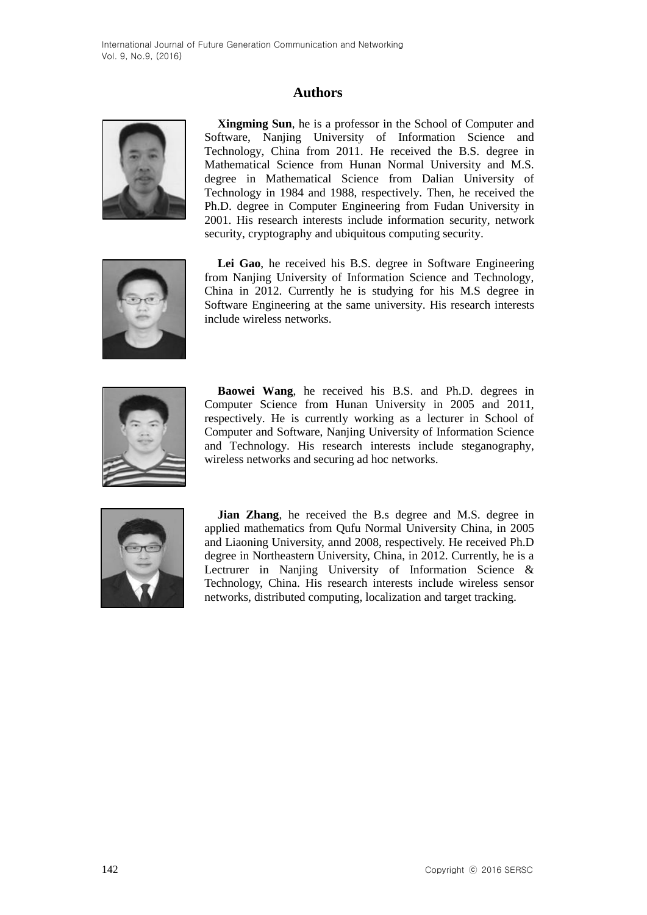## Authors

**Xingming Sun**, he is a professor in the School of Computer and Software, Nanjing University of Information Science and Technology, China from 2011. He received the B.S. degree in Mathematical Science from Hunan Normal University and M.S. degree in Mathematical Science from Dalian University of Technology in 1984 and 1988, respectively. Then, he received the Ph.D. degree in Computer Engineering from Fudan University in 2001. His research interests include information security, network security, cryptography and ubiquitous computing security.

**Lei Gao**, he received his B.S. degree in Software Engineering from Nanjing University of Information Science and Technology, China in 2012. Currently he is studying for his M.S degree in Software Engineering at the same university. His research interests include wireless networks.

**Baowei Wang**, he received his B.S. and Ph.D. degrees in Computer Science from Hunan University in 2005 and 2011, respectively. He is currently working as a lecturer in School of Computer and Software, Nanjing University of Information Science and Technology. His research interests include steganography, wireless networks and securing ad hoc networks.

**Jian Zhang**, he received the B.s degree and M.S. degree in applied mathematics from Qufu Normal University China, in 2005 and Liaoning University, annd 2008, respectively. He received Ph.D degree in Northeastern University, China, in 2012. Currently, he is a Lectrurer in Nanjing University of Information Science & Technology, China. His research interests include wireless sensor networks, distributed computing, localization and target tracking.